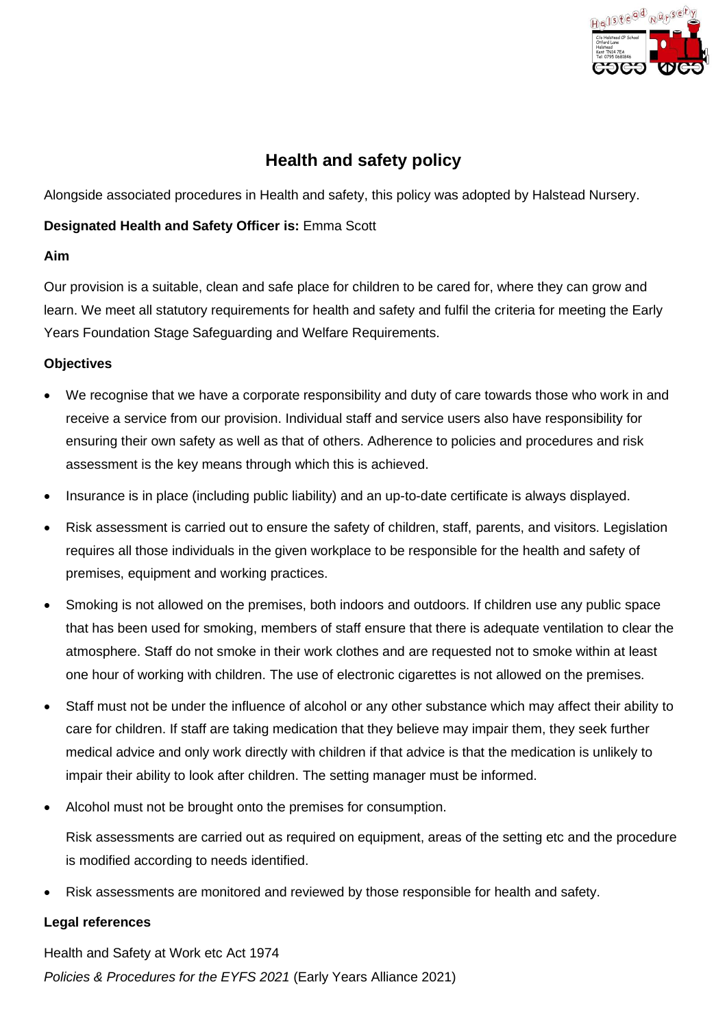# Health and safety policy

Alongside associated procedures in Health and safety, this policy was adopted by Halstead Nursery.

**Designated Health and Safety Officer is:** Emma Scott

**Aim**

Our provision is a suitable, clean and safe place for children to be cared for, where they can grow and learn. We meet all statutory requirements for health and safety and fulfil the criteria for meeting the Early Years Foundation Stage Safeguarding and Welfare Requirements.

**Objectives**

- We recognise that we have a corporate responsibility and duty of care towards those who work in and receive a service from our provision. Individual staff and service users also have responsibility for ensuring their own safety as well as that of others. Adherence to policies and procedures and risk assessment is the key means through which this is achieved.
- Insurance is in place (including public liability) and an up-to-date certificate is always displayed.
- Risk assessment is carried out to ensure the safety of children, staff, parents, and visitors. Legislation requires all those individuals in the given workplace to be responsible for the health and safety of premises, equipment and working practices.
- Smoking is not allowed on the premises, both indoors and outdoors. If children use any public space that has been used for smoking, members of staff ensure that there is adequate ventilation to clear the atmosphere. Staff do not smoke in their work clothes and are requested not to smoke within at least one hour of working with children. The use of electronic cigarettes is not allowed on the premises.
- Staff must not be under the influence of alcohol or any other substance which may affect their ability to care for children. If staff are taking medication that they believe may impair them, they seek further medical advice and only work directly with children if that advice is that the medication is unlikely to impair their ability to look after children. The setting manager must be informed.
- Alcohol must not be brought onto the premises for consumption.

  Risk assessments are carried out as required on equipment, areas of the setting etc and the procedure is modified according to needs identified.
- Risk assessments are monitored and reviewed by those responsible for health and safety.

**Legal references**

Health and Safety at Work etc Act 1974
*Policies & Procedures for the EYFS 2021* (Early Years Alliance 2021)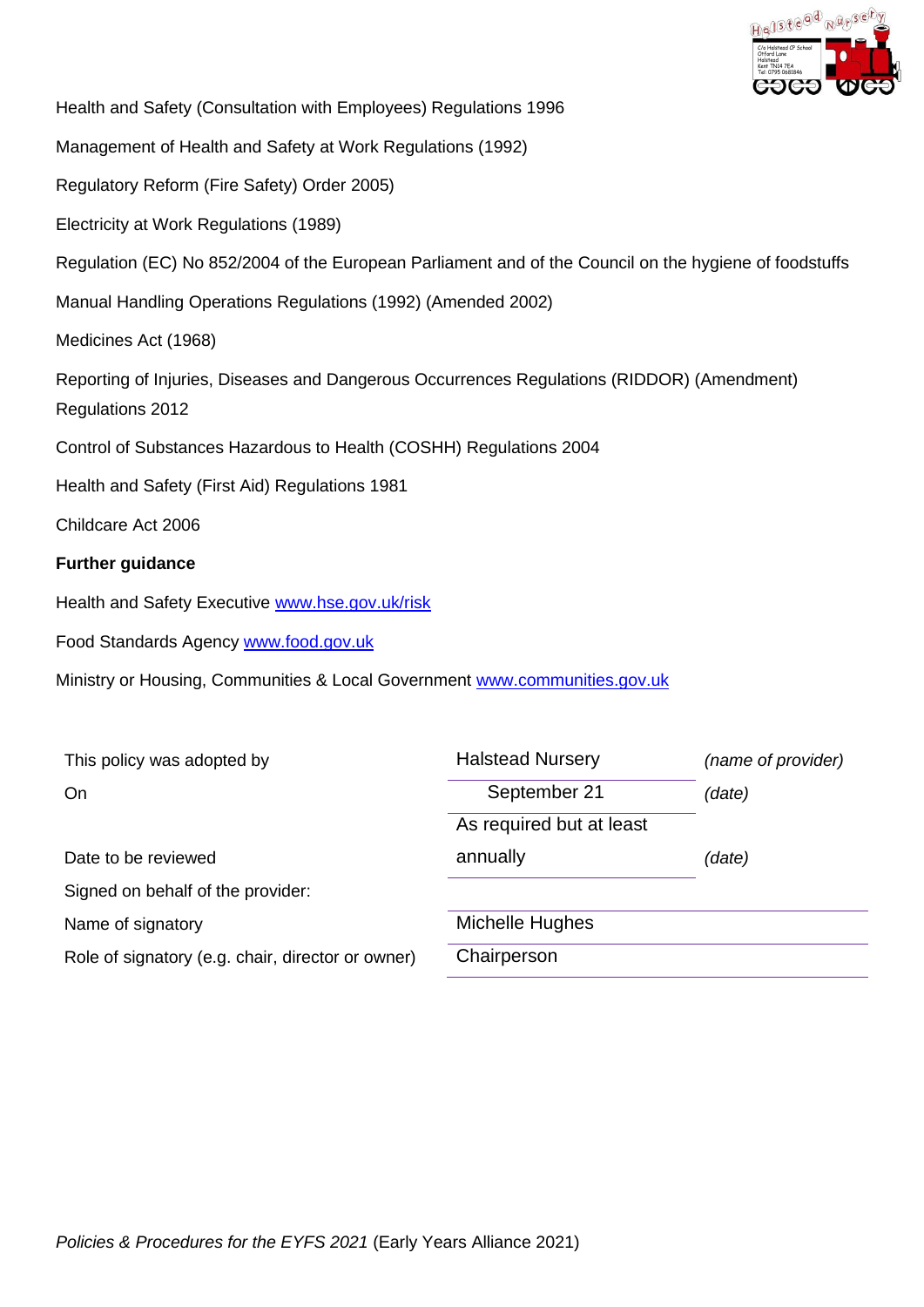Health and Safety (Consultation with Employees) Regulations 1996

Management of Health and Safety at Work Regulations (1992)

Regulatory Reform (Fire Safety) Order 2005)

Electricity at Work Regulations (1989)

Regulation (EC) No 852/2004 of the European Parliament and of the Council on the hygiene of foodstuffs

Manual Handling Operations Regulations (1992) (Amended 2002)

Medicines Act (1968)

Reporting of Injuries, Diseases and Dangerous Occurrences Regulations (RIDDOR) (Amendment) Regulations 2012

Control of Substances Hazardous to Health (COSHH) Regulations 2004

Health and Safety (First Aid) Regulations 1981

Childcare Act 2006

**Further guidance**

Health and Safety Executive www.hse.gov.uk/risk

Food Standards Agency www.food.gov.uk

Ministry or Housing, Communities & Local Government www.communities.gov.uk

| | | |
|---|---|---|
| This policy was adopted by | Halstead Nursery | *(name of provider)* |
| On | September 21 | *(date)* |
| Date to be reviewed | As required but at least annually | *(date)* |
| Signed on behalf of the provider: | | |
| Name of signatory | Michelle Hughes | |
| Role of signatory (e.g. chair, director or owner) | Chairperson | |

*Policies & Procedures for the EYFS 2021* (Early Years Alliance 2021)